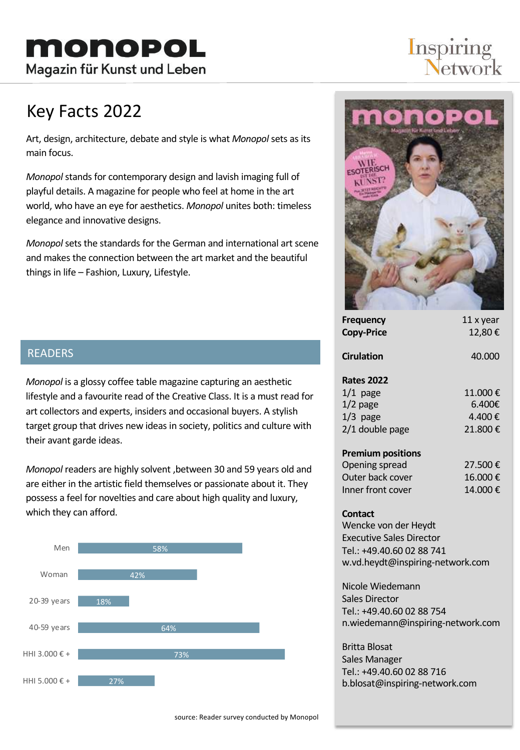# monopol

Magazin für Kunst und Leben

Inspiring Network

## Key Facts 2022

Art, design, architecture, debate and style is what *Monopol* sets as its main focus.

*Monopol* stands for contemporary design and lavish imaging full of playful details. A magazine for people who feel at home in the art world, who have an eye for aesthetics. *Monopol* unites both: timeless elegance and innovative designs.

*Monopol* sets the standards for the German and international art scene and makes the connection between the art market and the beautiful things in life – Fashion, Luxury, Lifestyle.

## READERS

*Monopol* is a glossy coffee table magazine capturing an aesthetic lifestyle and a favourite read of the Creative Class. It is a must read for art collectors and experts, insiders and occasional buyers. A stylish target group that drives new ideas in society, politics and culture with their avant garde ideas.

*Monopol* readers are highly solvent ,between 30 and 59 years old and are either in the artistic field themselves or passionate about it. They possess a feel for novelties and care about high quality and luxury, which they can afford.

| | |
|---|---|
| Men | 58% |
| Woman | 42% |
| 20-39 years | 18% |
| 40-59 years | 64% |
| HHI 3.000 € + | 73% |
| HHI 5.000 € + | 27% |

source: Reader survey conducted by Monopol

| | |
|---|---|
| **Frequency** | 11 x year |
| **Copy-Price** | 12,80 € |
| **Cirulation** | 40.000 |

**Rates 2022**

| | |
|---|---|
| 1/1 page | 11.000 € |
| 1/2 page | 6.400€ |
| 1/3 page | 4.400 € |
| 2/1 double page | 21.800 € |

**Premium positions**

| | |
|---|---|
| Opening spread | 27.500 € |
| Outer back cover | 16.000 € |
| Inner front cover | 14.000 € |

**Contact**

Wencke von der Heydt
Executive Sales Director
Tel.: +49.40.60 02 88 741
w.vd.heydt@inspiring-network.com

Nicole Wiedemann
Sales Director
Tel.: +49.40.60 02 88 754
n.wiedemann@inspiring-network.com

Britta Blosat
Sales Manager
Tel.: +49.40.60 02 88 716
b.blosat@inspiring-network.com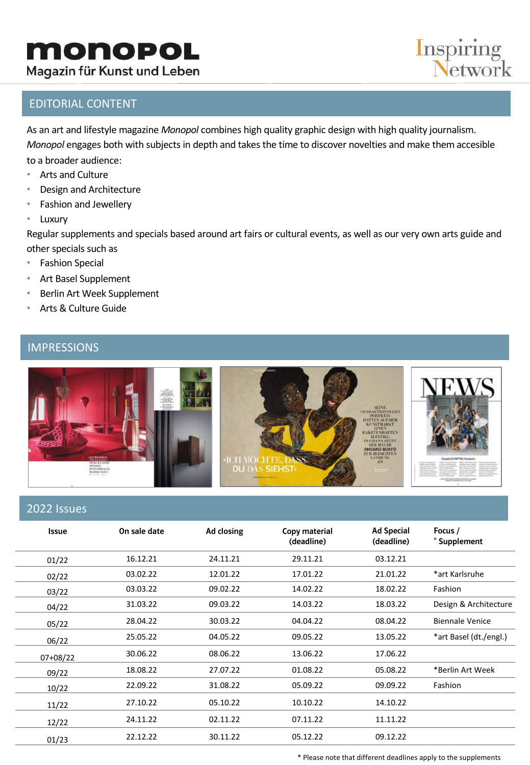# monopol
Magazin für Kunst und Leben

Inspiring Network

## EDITORIAL CONTENT

As an art and lifestyle magazine *Monopol* combines high quality graphic design with high quality journalism. *Monopol* engages both with subjects in depth and takes the time to discover novelties and make them accesible to a broader audience:

- Arts and Culture
- Design and Architecture
- Fashion and Jewellery
- Luxury

Regular supplements and specials based around art fairs or cultural events, as well as our very own arts guide and other specials such as

- Fashion Special
- Art Basel Supplement
- Berlin Art Week Supplement
- Arts & Culture Guide

## IMPRESSIONS

## 2022 Issues

| Issue | On sale date | Ad closing | Copy material (deadline) | Ad Special (deadline) | Focus / * Supplement |
|---|---|---|---|---|---|
| 01/22 | 16.12.21 | 24.11.21 | 29.11.21 | 03.12.21 | |
| 02/22 | 03.02.22 | 12.01.22 | 17.01.22 | 21.01.22 | *art Karlsruhe |
| 03/22 | 03.03.22 | 09.02.22 | 14.02.22 | 18.02.22 | Fashion |
| 04/22 | 31.03.22 | 09.03.22 | 14.03.22 | 18.03.22 | Design & Architecture |
| 05/22 | 28.04.22 | 30.03.22 | 04.04.22 | 08.04.22 | Biennale Venice |
| 06/22 | 25.05.22 | 04.05.22 | 09.05.22 | 13.05.22 | *art Basel (dt./engl.) |
| 07+08/22 | 30.06.22 | 08.06.22 | 13.06.22 | 17.06.22 | |
| 09/22 | 18.08.22 | 27.07.22 | 01.08.22 | 05.08.22 | *Berlin Art Week |
| 10/22 | 22.09.22 | 31.08.22 | 05.09.22 | 09.09.22 | Fashion |
| 11/22 | 27.10.22 | 05.10.22 | 10.10.22 | 14.10.22 | |
| 12/22 | 24.11.22 | 02.11.22 | 07.11.22 | 11.11.22 | |
| 01/23 | 22.12.22 | 30.11.22 | 05.12.22 | 09.12.22 | |

* Please note that different deadlines apply to the supplements